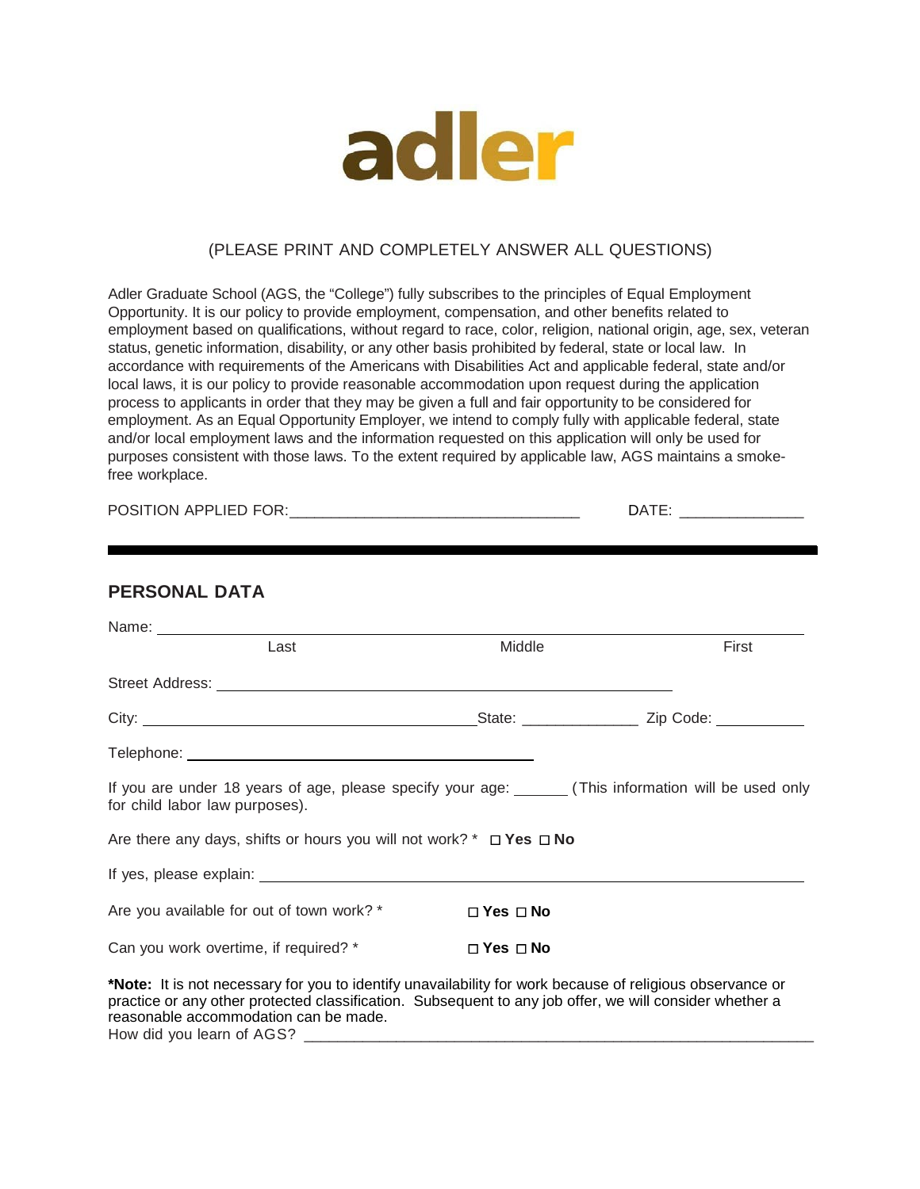adler

(PLEASE PRINT AND COMPLETELY ANSWER ALL QUESTIONS)

Adler Graduate School (AGS, the "College") fully subscribes to the principles of Equal Employment Opportunity. It is our policy to provide employment, compensation, and other benefits related to employment based on qualifications, without regard to race, color, religion, national origin, age, sex, veteran status, genetic information, disability, or any other basis prohibited by federal, state or local law. In accordance with requirements of the Americans with Disabilities Act and applicable federal, state and/or local laws, it is our policy to provide reasonable accommodation upon request during the application process to applicants in order that they may be given a full and fair opportunity to be considered for employment. As an Equal Opportunity Employer, we intend to comply fully with applicable federal, state and/or local employment laws and the information requested on this application will only be used for purposes consistent with those laws. To the extent required by applicable law, AGS maintains a smoke-free workplace.

POSITION APPLIED FOR:_________________________________ DATE: _____________

## PERSONAL DATA

Name: ______________________________________________________________
Last Middle First

Street Address: ______________________________________________________

City: ______________________________ State: _____________ Zip Code: __________

Telephone: __________________________________

If you are under 18 years of age, please specify your age: ______ (This information will be used only for child labor law purposes).

Are there any days, shifts or hours you will not work? * ☐ **Yes** ☐ **No**

If yes, please explain: ______________________________________________

Are you available for out of town work? * ☐ **Yes** ☐ **No**

Can you work overtime, if required? * ☐ **Yes** ☐ **No**

***Note:** It is not necessary for you to identify unavailability for work because of religious observance or practice or any other protected classification. Subsequent to any job offer, we will consider whether a reasonable accommodation can be made.

How did you learn of AGS? ______________________________________________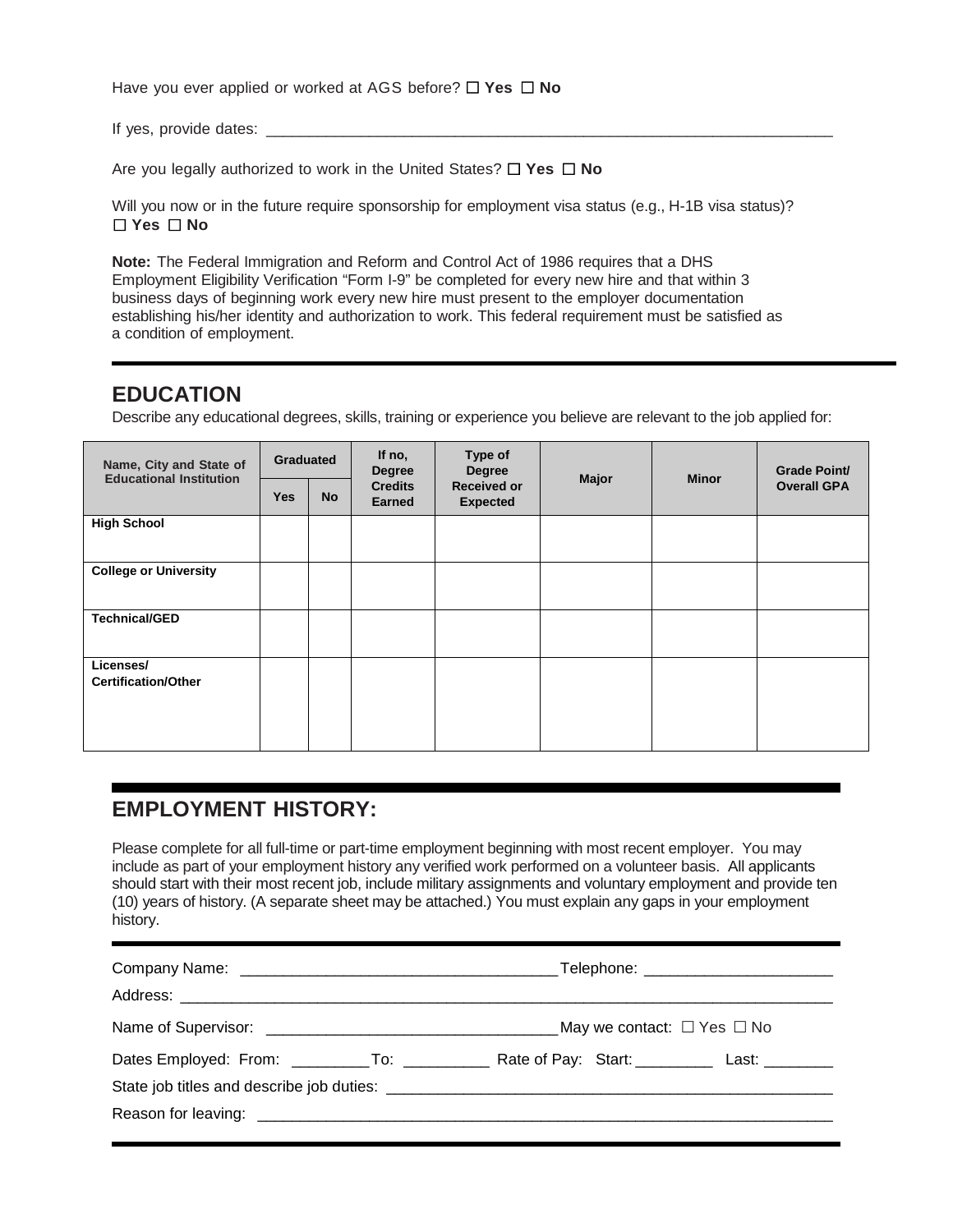Have you ever applied or worked at AGS before? ☐ **Yes** ☐ **No**

If yes, provide dates: ___________________________________________________________________

Are you legally authorized to work in the United States? ☐ **Yes** ☐ **No**

Will you now or in the future require sponsorship for employment visa status (e.g., H-1B visa status)?
☐ **Yes** ☐ **No**

**Note:** The Federal Immigration and Reform and Control Act of 1986 requires that a DHS Employment Eligibility Verification "Form I-9" be completed for every new hire and that within 3 business days of beginning work every new hire must present to the employer documentation establishing his/her identity and authorization to work. This federal requirement must be satisfied as a condition of employment.

## EDUCATION

Describe any educational degrees, skills, training or experience you believe are relevant to the job applied for:

| Name, City and State of Educational Institution | Graduated | | If no, Degree Credits Earned | Type of Degree Received or Expected | Major | Minor | Grade Point/ Overall GPA |
|---|---|---|---|---|---|---|---|
| | Yes | No | | | | | |
| **High School** | | | | | | | |
| **College or University** | | | | | | | |
| **Technical/GED** | | | | | | | |
| **Licenses/ Certification/Other** | | | | | | | |

## EMPLOYMENT HISTORY:

Please complete for all full-time or part-time employment beginning with most recent employer. You may include as part of your employment history any verified work performed on a volunteer basis. All applicants should start with their most recent job, include military assignments and voluntary employment and provide ten (10) years of history. (A separate sheet may be attached.) You must explain any gaps in your employment history.

Company Name: ____________________________________ Telephone: _____________________

Address: ________________________________________________________________________

Name of Supervisor: _________________________________ May we contact: ☐ Yes ☐ No

Dates Employed: From: _________ To: __________ Rate of Pay: Start: _________ Last: ________

State job titles and describe job duties: ____________________________________________________

Reason for leaving: _________________________________________________________________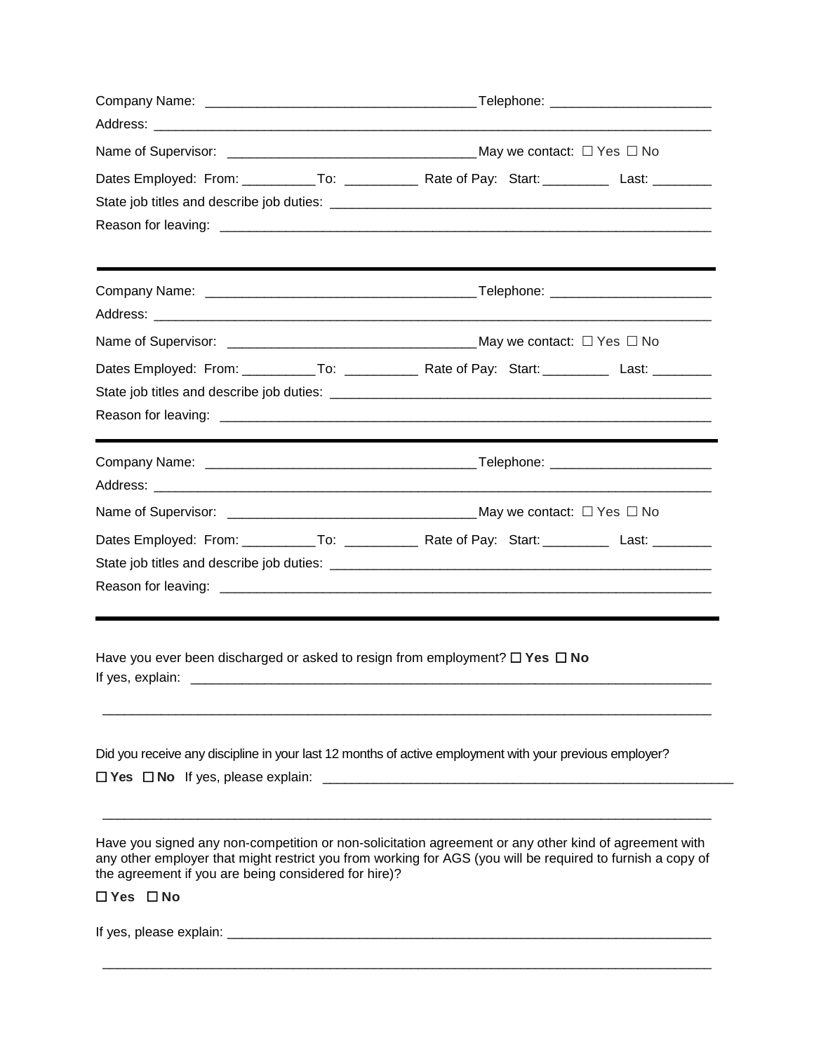Company Name: ____________________________________Telephone: _____________________

Address: ___________________________________________________________________________

Name of Supervisor: _________________________________May we contact: ☐ Yes ☐ No

Dates Employed: From: __________To: __________ Rate of Pay: Start: _________ Last: ________

State job titles and describe job duties: ____________________________________________________

Reason for leaving: _________________________________________________________________

---

Company Name: ____________________________________Telephone: _____________________

Address: ___________________________________________________________________________

Name of Supervisor: _________________________________May we contact: ☐ Yes ☐ No

Dates Employed: From: __________To: __________ Rate of Pay: Start: _________ Last: ________

State job titles and describe job duties: ____________________________________________________

Reason for leaving: _________________________________________________________________

---

Company Name: ____________________________________Telephone: _____________________

Address: ___________________________________________________________________________

Name of Supervisor: _________________________________May we contact: ☐ Yes ☐ No

Dates Employed: From: __________To: __________ Rate of Pay: Start: _________ Last: ________

State job titles and describe job duties: ____________________________________________________

Reason for leaving: _________________________________________________________________

---

Have you ever been discharged or asked to resign from employment? ☐ **Yes** ☐ **No**

If yes, explain: _____________________________________________________________________

___________________________________________________________________________________

Did you receive any discipline in your last 12 months of active employment with your previous employer?

☐ **Yes** ☐ **No** If yes, please explain: ________________________________________________________

___________________________________________________________________________________

Have you signed any non-competition or non-solicitation agreement or any other kind of agreement with any other employer that might restrict you from working for AGS (you will be required to furnish a copy of the agreement if you are being considered for hire)?

☐ **Yes** ☐ **No**

If yes, please explain: _________________________________________________________________

___________________________________________________________________________________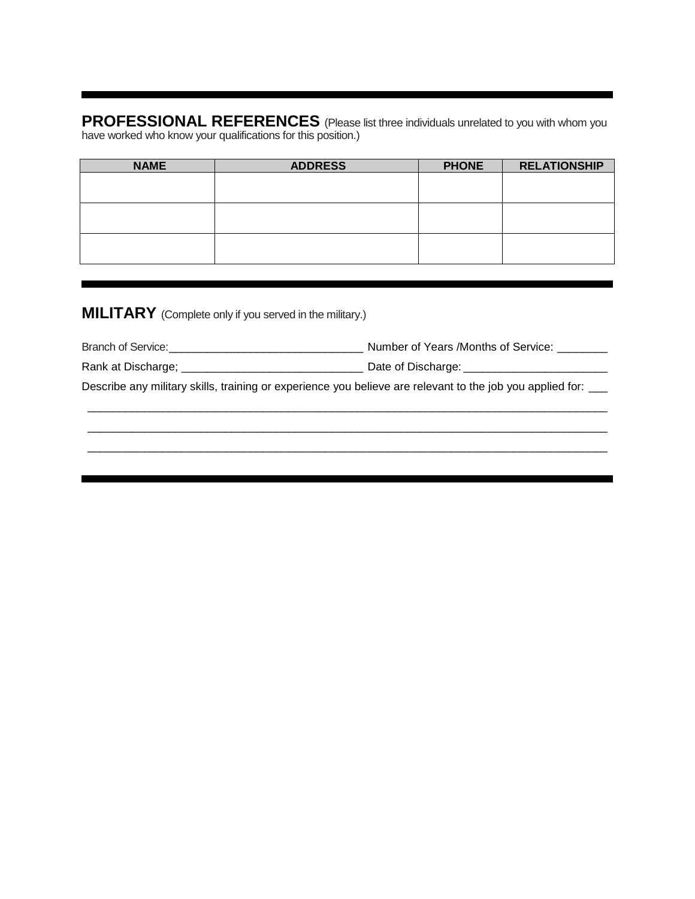## PROFESSIONAL REFERENCES (Please list three individuals unrelated to you with whom you have worked who know your qualifications for this position.)

| NAME | ADDRESS | PHONE | RELATIONSHIP |
|---|---|---|---|
| | | | |
| | | | |
| | | | |

## MILITARY (Complete only if you served in the military.)

Branch of Service:______________________________ Number of Years /Months of Service: ________

Rank at Discharge; ____________________________ Date of Discharge: ______________________

Describe any military skills, training or experience you believe are relevant to the job you applied for: ___

____________________________________________________________________________________

____________________________________________________________________________________

____________________________________________________________________________________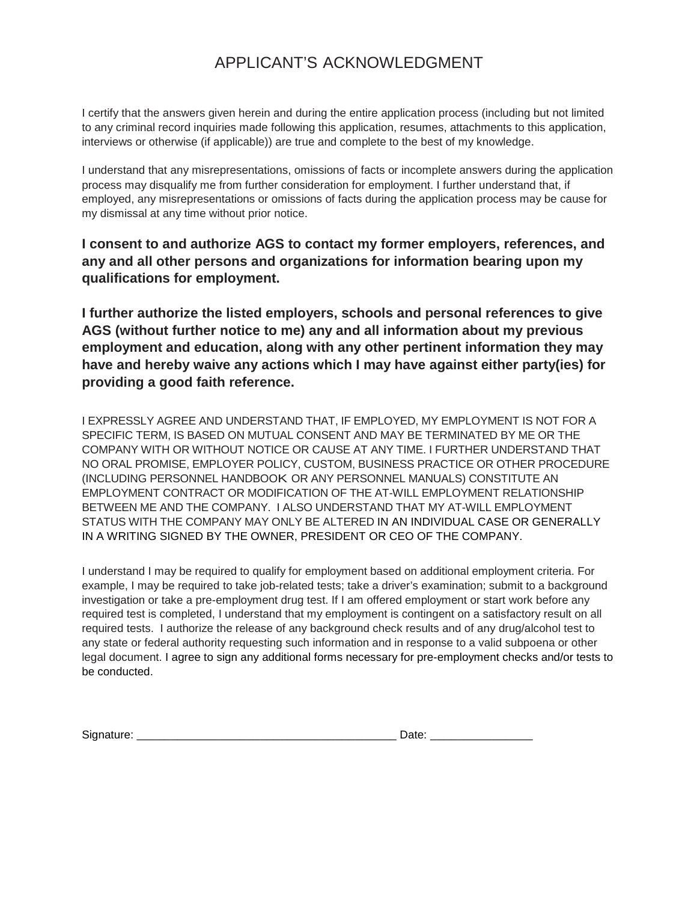# APPLICANT'S ACKNOWLEDGMENT

I certify that the answers given herein and during the entire application process (including but not limited to any criminal record inquiries made following this application, resumes, attachments to this application, interviews or otherwise (if applicable)) are true and complete to the best of my knowledge.

I understand that any misrepresentations, omissions of facts or incomplete answers during the application process may disqualify me from further consideration for employment. I further understand that, if employed, any misrepresentations or omissions of facts during the application process may be cause for my dismissal at any time without prior notice.

**I consent to and authorize AGS to contact my former employers, references, and any and all other persons and organizations for information bearing upon my qualifications for employment.**

**I further authorize the listed employers, schools and personal references to give AGS (without further notice to me) any and all information about my previous employment and education, along with any other pertinent information they may have and hereby waive any actions which I may have against either party(ies) for providing a good faith reference.**

I EXPRESSLY AGREE AND UNDERSTAND THAT, IF EMPLOYED, MY EMPLOYMENT IS NOT FOR A SPECIFIC TERM, IS BASED ON MUTUAL CONSENT AND MAY BE TERMINATED BY ME OR THE COMPANY WITH OR WITHOUT NOTICE OR CAUSE AT ANY TIME. I FURTHER UNDERSTAND THAT NO ORAL PROMISE, EMPLOYER POLICY, CUSTOM, BUSINESS PRACTICE OR OTHER PROCEDURE (INCLUDING PERSONNEL HANDBOOK OR ANY PERSONNEL MANUALS) CONSTITUTE AN EMPLOYMENT CONTRACT OR MODIFICATION OF THE AT-WILL EMPLOYMENT RELATIONSHIP BETWEEN ME AND THE COMPANY. I ALSO UNDERSTAND THAT MY AT-WILL EMPLOYMENT STATUS WITH THE COMPANY MAY ONLY BE ALTERED IN AN INDIVIDUAL CASE OR GENERALLY IN A WRITING SIGNED BY THE OWNER, PRESIDENT OR CEO OF THE COMPANY.

I understand I may be required to qualify for employment based on additional employment criteria. For example, I may be required to take job-related tests; take a driver's examination; submit to a background investigation or take a pre-employment drug test. If I am offered employment or start work before any required test is completed, I understand that my employment is contingent on a satisfactory result on all required tests. I authorize the release of any background check results and of any drug/alcohol test to any state or federal authority requesting such information and in response to a valid subpoena or other legal document. I agree to sign any additional forms necessary for pre-employment checks and/or tests to be conducted.

Signature: ________________________________________ Date: ________________